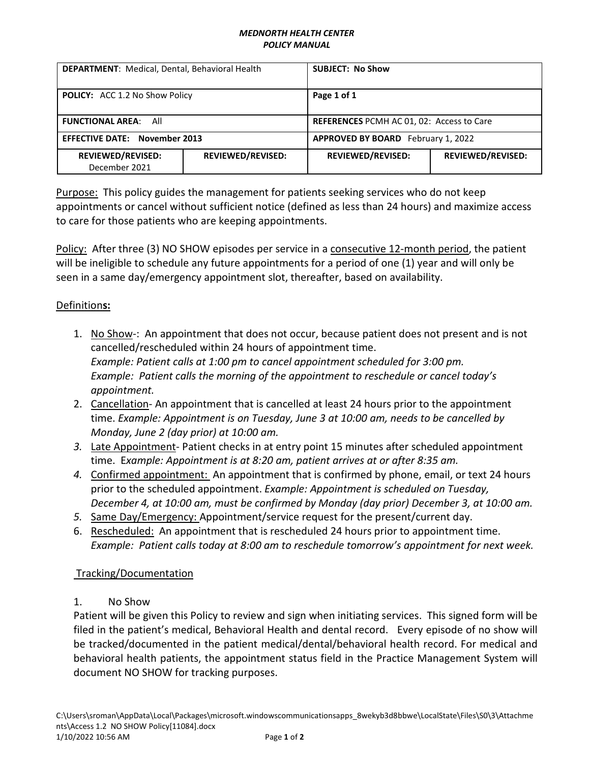*MEDNORTH HEALTH CENTER*
*POLICY MANUAL*

| | | | |
|---|---|---|---|
| **DEPARTMENT**: Medical, Dental, Behavioral Health | | **SUBJECT: No Show** | |
| **POLICY:** ACC 1.2 No Show Policy | | **Page 1 of 1** | |
| **FUNCTIONAL AREA**: All | | **REFERENCES** PCMH AC 01, 02: Access to Care | |
| **EFFECTIVE DATE: November 2013** | | **APPROVED BY BOARD** February 1, 2022 | |
| **REVIEWED/REVISED:** December 2021 | **REVIEWED/REVISED:** | **REVIEWED/REVISED:** | **REVIEWED/REVISED:** |

Purpose: This policy guides the management for patients seeking services who do not keep appointments or cancel without sufficient notice (defined as less than 24 hours) and maximize access to care for those patients who are keeping appointments.

Policy: After three (3) NO SHOW episodes per service in a consecutive 12-month period, the patient will be ineligible to schedule any future appointments for a period of one (1) year and will only be seen in a same day/emergency appointment slot, thereafter, based on availability.

Definition**s:**

1. No Show-: An appointment that does not occur, because patient does not present and is not cancelled/rescheduled within 24 hours of appointment time.
   *Example: Patient calls at 1:00 pm to cancel appointment scheduled for 3:00 pm.*
   *Example: Patient calls the morning of the appointment to reschedule or cancel today's appointment.*
2. Cancellation- An appointment that is cancelled at least 24 hours prior to the appointment time. *Example: Appointment is on Tuesday, June 3 at 10:00 am, needs to be cancelled by Monday, June 2 (day prior) at 10:00 am.*
3. Late Appointment- Patient checks in at entry point 15 minutes after scheduled appointment time. E*xample: Appointment is at 8:20 am, patient arrives at or after 8:35 am.*
4. Confirmed appointment: An appointment that is confirmed by phone, email, or text 24 hours prior to the scheduled appointment. *Example: Appointment is scheduled on Tuesday, December 4, at 10:00 am, must be confirmed by Monday (day prior) December 3, at 10:00 am.*
5. Same Day/Emergency: Appointment/service request for the present/current day.
6. Rescheduled: An appointment that is rescheduled 24 hours prior to appointment time. *Example: Patient calls today at 8:00 am to reschedule tomorrow's appointment for next week.*

Tracking/Documentation

1. No Show

Patient will be given this Policy to review and sign when initiating services. This signed form will be filed in the patient's medical, Behavioral Health and dental record. Every episode of no show will be tracked/documented in the patient medical/dental/behavioral health record. For medical and behavioral health patients, the appointment status field in the Practice Management System will document NO SHOW for tracking purposes.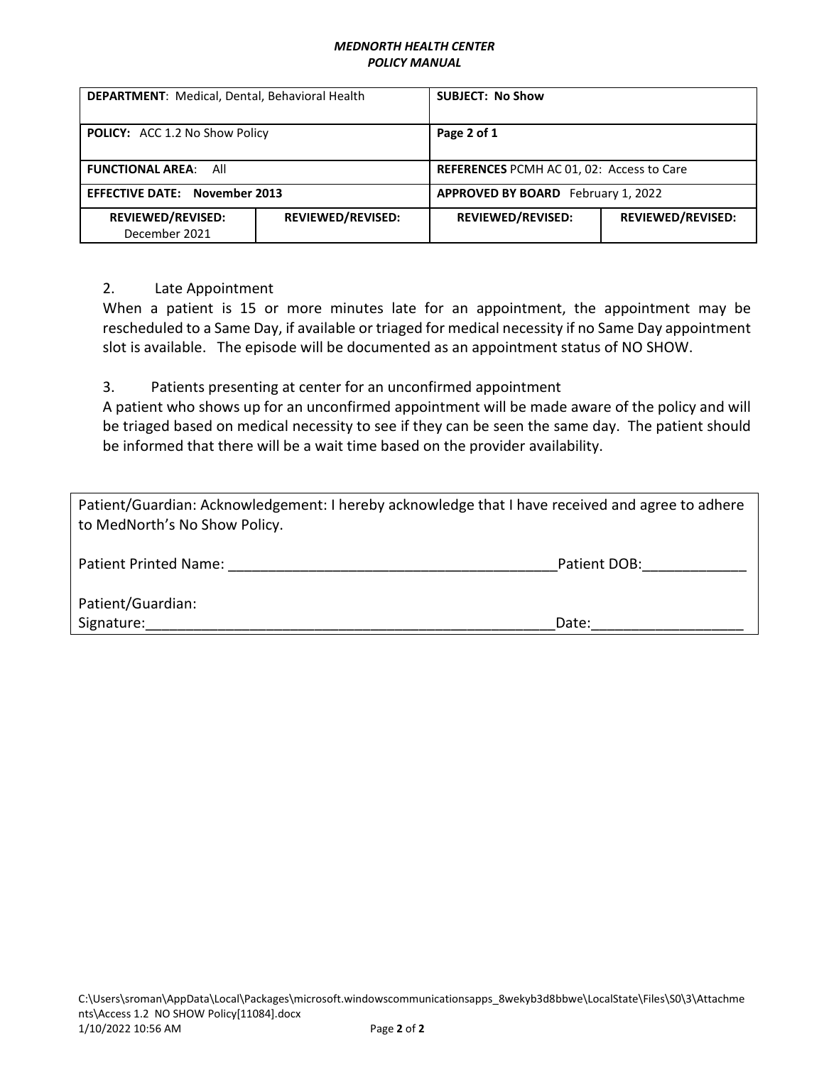*MEDNORTH HEALTH CENTER*
*POLICY MANUAL*

| | | | |
|---|---|---|---|
| **DEPARTMENT**: Medical, Dental, Behavioral Health | | **SUBJECT: No Show** | |
| **POLICY:** ACC 1.2 No Show Policy | | **Page 2 of 1** | |
| **FUNCTIONAL AREA**: All | | **REFERENCES** PCMH AC 01, 02: Access to Care | |
| **EFFECTIVE DATE: November 2013** | | **APPROVED BY BOARD** February 1, 2022 | |
| **REVIEWED/REVISED:** December 2021 | **REVIEWED/REVISED:** | **REVIEWED/REVISED:** | **REVIEWED/REVISED:** |

2. Late Appointment

When a patient is 15 or more minutes late for an appointment, the appointment may be rescheduled to a Same Day, if available or triaged for medical necessity if no Same Day appointment slot is available. The episode will be documented as an appointment status of NO SHOW.

3. Patients presenting at center for an unconfirmed appointment

A patient who shows up for an unconfirmed appointment will be made aware of the policy and will be triaged based on medical necessity to see if they can be seen the same day. The patient should be informed that there will be a wait time based on the provider availability.

Patient/Guardian: Acknowledgement: I hereby acknowledge that I have received and agree to adhere to MedNorth's No Show Policy.

Patient Printed Name: ________________________________________Patient DOB:____________

Patient/Guardian:
Signature:____________________________________________________Date:__________________

C:\Users\sroman\AppData\Local\Packages\microsoft.windowscommunicationsapps_8wekyb3d8bbwe\LocalState\Files\S0\3\Attachments\Access 1.2 NO SHOW Policy[11084].docx
1/10/2022 10:56 AM